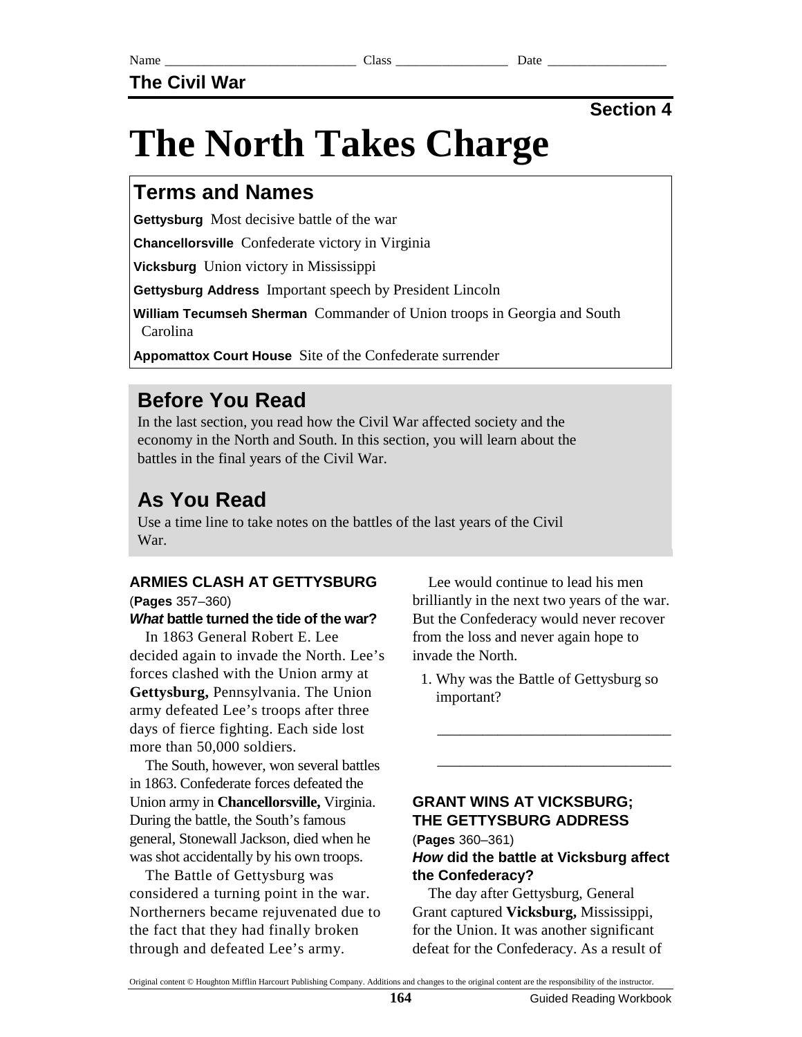Name ____________________________ Class ________________ Date _________________

**The Civil War**

**Section 4**

# The North Takes Charge

## Terms and Names

**Gettysburg** Most decisive battle of the war

**Chancellorsville** Confederate victory in Virginia

**Vicksburg** Union victory in Mississippi

**Gettysburg Address** Important speech by President Lincoln

**William Tecumseh Sherman** Commander of Union troops in Georgia and South Carolina

**Appomattox Court House** Site of the Confederate surrender

## Before You Read

In the last section, you read how the Civil War affected society and the economy in the North and South. In this section, you will learn about the battles in the final years of the Civil War.

## As You Read

Use a time line to take notes on the battles of the last years of the Civil War.

### ARMIES CLASH AT GETTYSBURG

(**Pages** 357–360)

***What* battle turned the tide of the war?**

In 1863 General Robert E. Lee decided again to invade the North. Lee's forces clashed with the Union army at **Gettysburg,** Pennsylvania. The Union army defeated Lee's troops after three days of fierce fighting. Each side lost more than 50,000 soldiers.

The South, however, won several battles in 1863. Confederate forces defeated the Union army in **Chancellorsville,** Virginia. During the battle, the South's famous general, Stonewall Jackson, died when he was shot accidentally by his own troops.

The Battle of Gettysburg was considered a turning point in the war. Northerners became rejuvenated due to the fact that they had finally broken through and defeated Lee's army.

Lee would continue to lead his men brilliantly in the next two years of the war. But the Confederacy would never recover from the loss and never again hope to invade the North.

1. Why was the Battle of Gettysburg so important?

_______________________________

_______________________________

### GRANT WINS AT VICKSBURG; THE GETTYSBURG ADDRESS

(**Pages** 360–361)

***How* did the battle at Vicksburg affect the Confederacy?**

The day after Gettysburg, General Grant captured **Vicksburg,** Mississippi, for the Union. It was another significant defeat for the Confederacy. As a result of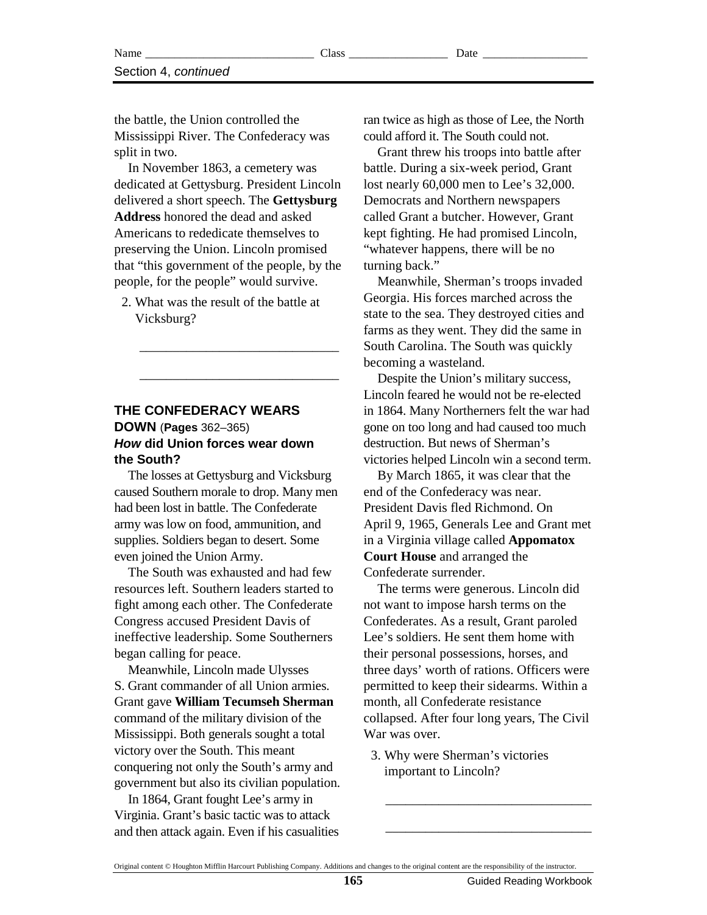the battle, the Union controlled the Mississippi River. The Confederacy was split in two.

In November 1863, a cemetery was dedicated at Gettysburg. President Lincoln delivered a short speech. The **Gettysburg Address** honored the dead and asked Americans to rededicate themselves to preserving the Union. Lincoln promised that "this government of the people, by the people, for the people" would survive.

2. What was the result of the battle at Vicksburg?

______________________________

______________________________

### THE CONFEDERACY WEARS DOWN (Pages 362–365)

### *How* did Union forces wear down the South?

The losses at Gettysburg and Vicksburg caused Southern morale to drop. Many men had been lost in battle. The Confederate army was low on food, ammunition, and supplies. Soldiers began to desert. Some even joined the Union Army.

The South was exhausted and had few resources left. Southern leaders started to fight among each other. The Confederate Congress accused President Davis of ineffective leadership. Some Southerners began calling for peace.

Meanwhile, Lincoln made Ulysses S. Grant commander of all Union armies. Grant gave **William Tecumseh Sherman** command of the military division of the Mississippi. Both generals sought a total victory over the South. This meant conquering not only the South's army and government but also its civilian population.

In 1864, Grant fought Lee's army in Virginia. Grant's basic tactic was to attack and then attack again. Even if his casualities ran twice as high as those of Lee, the North could afford it. The South could not.

Grant threw his troops into battle after battle. During a six-week period, Grant lost nearly 60,000 men to Lee's 32,000. Democrats and Northern newspapers called Grant a butcher. However, Grant kept fighting. He had promised Lincoln, "whatever happens, there will be no turning back."

Meanwhile, Sherman's troops invaded Georgia. His forces marched across the state to the sea. They destroyed cities and farms as they went. They did the same in South Carolina. The South was quickly becoming a wasteland.

Despite the Union's military success, Lincoln feared he would not be re-elected in 1864. Many Northerners felt the war had gone on too long and had caused too much destruction. But news of Sherman's victories helped Lincoln win a second term.

By March 1865, it was clear that the end of the Confederacy was near. President Davis fled Richmond. On April 9, 1965, Generals Lee and Grant met in a Virginia village called **Appomatox Court House** and arranged the Confederate surrender.

The terms were generous. Lincoln did not want to impose harsh terms on the Confederates. As a result, Grant paroled Lee's soldiers. He sent them home with their personal possessions, horses, and three days' worth of rations. Officers were permitted to keep their sidearms. Within a month, all Confederate resistance collapsed. After four long years, The Civil War was over.

3. Why were Sherman's victories important to Lincoln?

______________________________

______________________________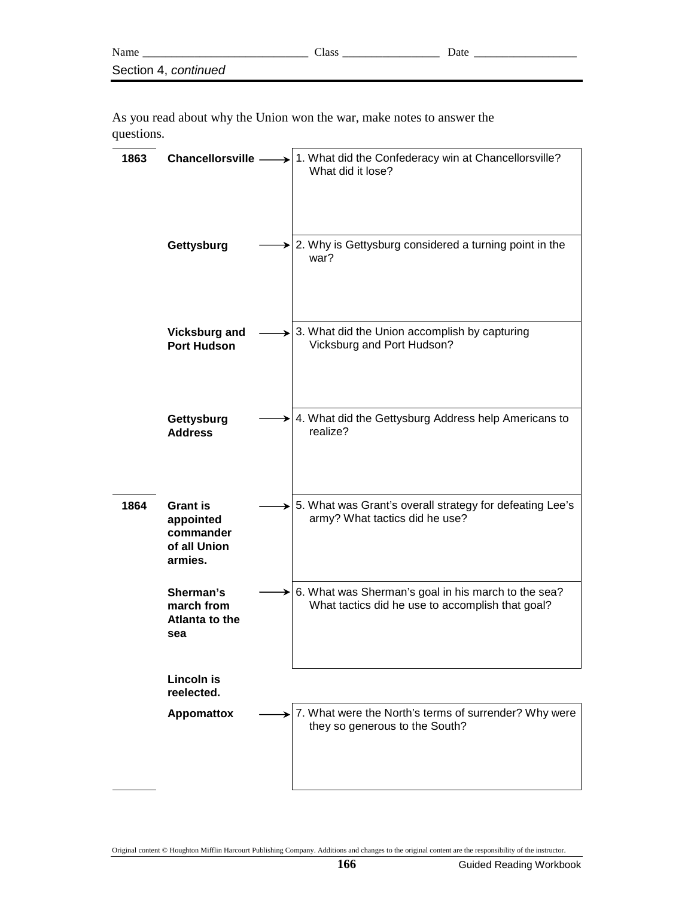Name _____________________________ Class _________________ Date __________________

Section 4, *continued*

As you read about why the Union won the war, make notes to answer the questions.

| | | |
|---|---|---|
| **1863** | **Chancellorsville** → | 1. What did the Confederacy win at Chancellorsville? What did it lose? |
| | **Gettysburg** → | 2. Why is Gettysburg considered a turning point in the war? |
| | **Vicksburg and Port Hudson** → | 3. What did the Union accomplish by capturing Vicksburg and Port Hudson? |
| | **Gettysburg Address** → | 4. What did the Gettysburg Address help Americans to realize? |
| **1864** | **Grant is appointed commander of all Union armies.** → | 5. What was Grant's overall strategy for defeating Lee's army? What tactics did he use? |
| | **Sherman's march from Atlanta to the sea** → | 6. What was Sherman's goal in his march to the sea? What tactics did he use to accomplish that goal? |
| | **Lincoln is reelected.** | |
| | **Appomattox** → | 7. What were the North's terms of surrender? Why were they so generous to the South? |

Original content © Houghton Mifflin Harcourt Publishing Company. Additions and changes to the original content are the responsibility of the instructor.